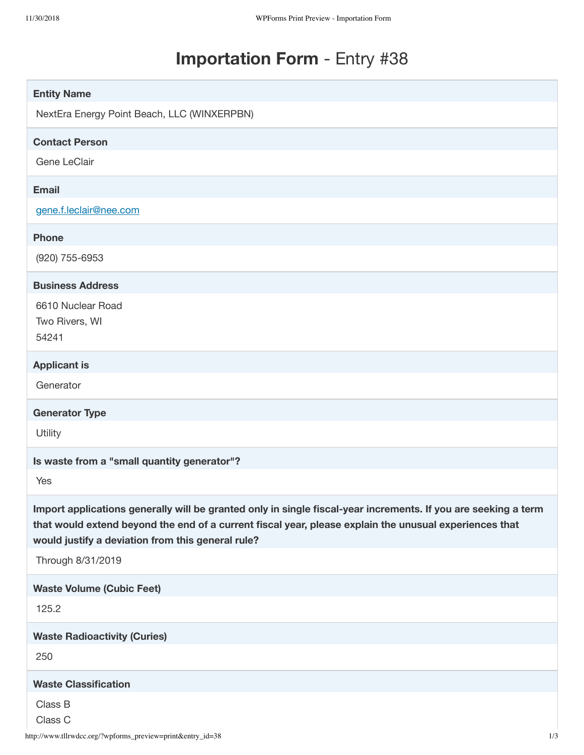# **Importation Form** - Entry #38

**Entity Name**

NextEra Energy Point Beach, LLC (WINXERPBN)

**Contact Person**

Gene LeClair

**Email**

gene.f.leclair@nee.com

**Phone**

(920) 755-6953

**Business Address**

6610 Nuclear Road
Two Rivers, WI
54241

**Applicant is**

Generator

**Generator Type**

Utility

**Is waste from a "small quantity generator"?**

Yes

**Import applications generally will be granted only in single fiscal-year increments. If you are seeking a term that would extend beyond the end of a current fiscal year, please explain the unusual experiences that would justify a deviation from this general rule?**

Through 8/31/2019

**Waste Volume (Cubic Feet)**

125.2

**Waste Radioactivity (Curies)**

250

**Waste Classification**

Class B
Class C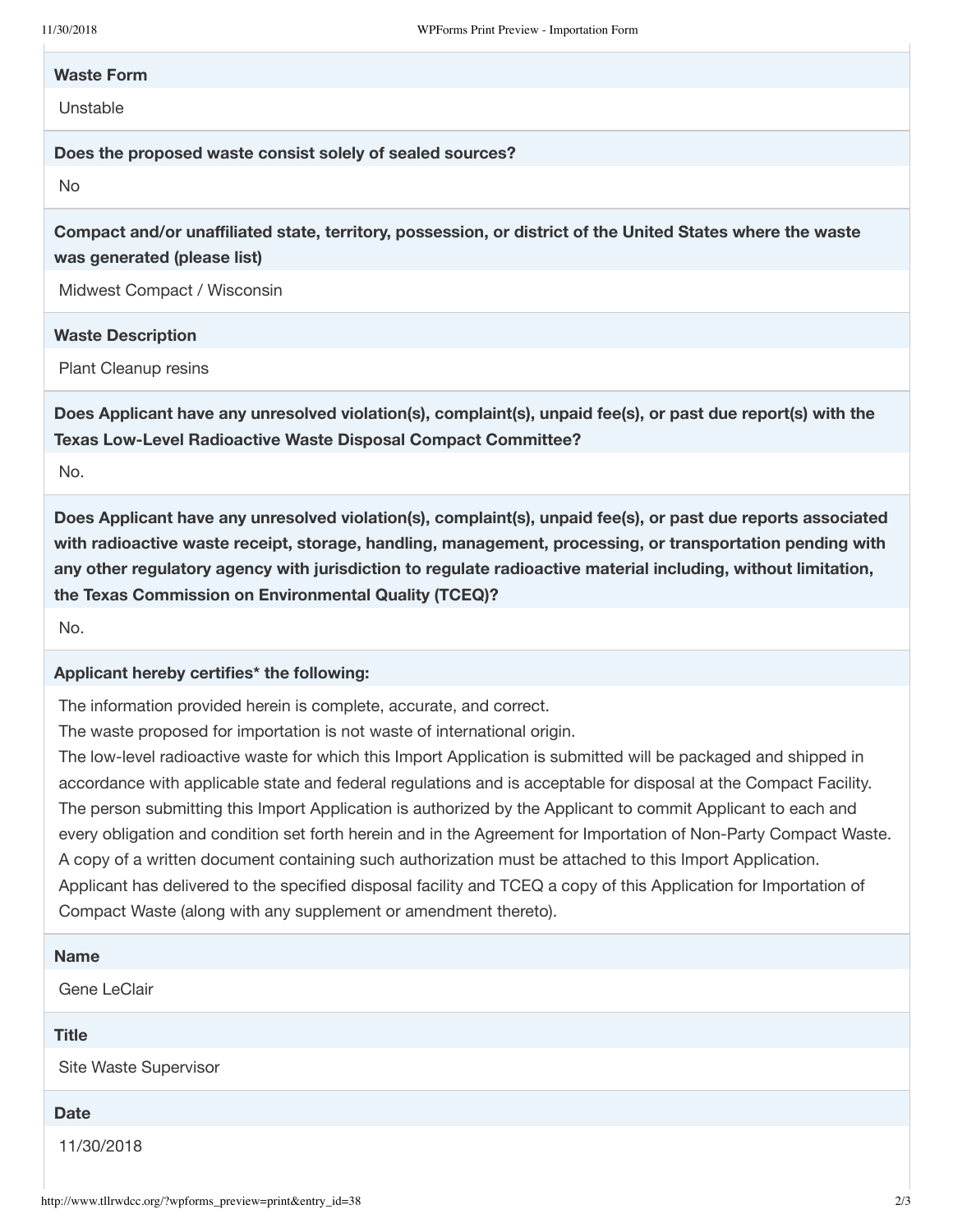**Waste Form**

Unstable

**Does the proposed waste consist solely of sealed sources?**

No

**Compact and/or unaffiliated state, territory, possession, or district of the United States where the waste was generated (please list)**

Midwest Compact / Wisconsin

**Waste Description**

Plant Cleanup resins

**Does Applicant have any unresolved violation(s), complaint(s), unpaid fee(s), or past due report(s) with the Texas Low-Level Radioactive Waste Disposal Compact Committee?**

No.

**Does Applicant have any unresolved violation(s), complaint(s), unpaid fee(s), or past due reports associated with radioactive waste receipt, storage, handling, management, processing, or transportation pending with any other regulatory agency with jurisdiction to regulate radioactive material including, without limitation, the Texas Commission on Environmental Quality (TCEQ)?**

No.

**Applicant hereby certifies* the following:**

The information provided herein is complete, accurate, and correct.
The waste proposed for importation is not waste of international origin.
The low-level radioactive waste for which this Import Application is submitted will be packaged and shipped in accordance with applicable state and federal regulations and is acceptable for disposal at the Compact Facility.
The person submitting this Import Application is authorized by the Applicant to commit Applicant to each and every obligation and condition set forth herein and in the Agreement for Importation of Non-Party Compact Waste. A copy of a written document containing such authorization must be attached to this Import Application.
Applicant has delivered to the specified disposal facility and TCEQ a copy of this Application for Importation of Compact Waste (along with any supplement or amendment thereto).

**Name**

Gene LeClair

**Title**

Site Waste Supervisor

**Date**

11/30/2018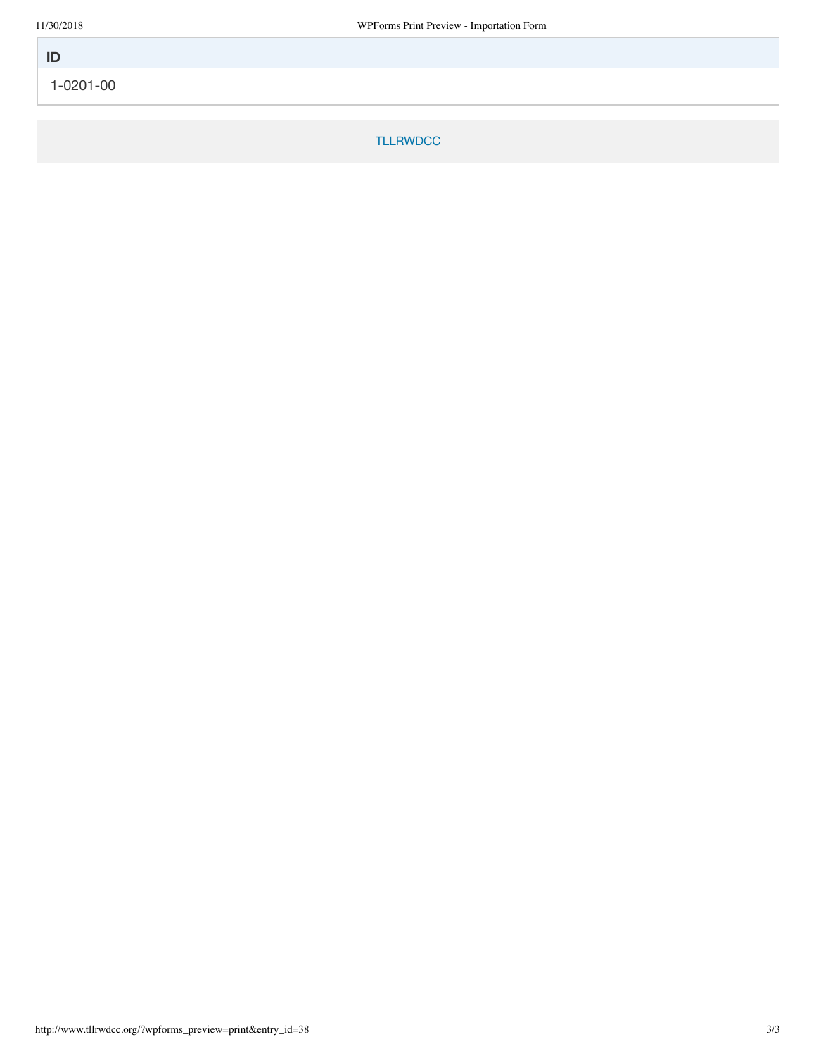**ID**

1-0201-00

TLLRWDCC